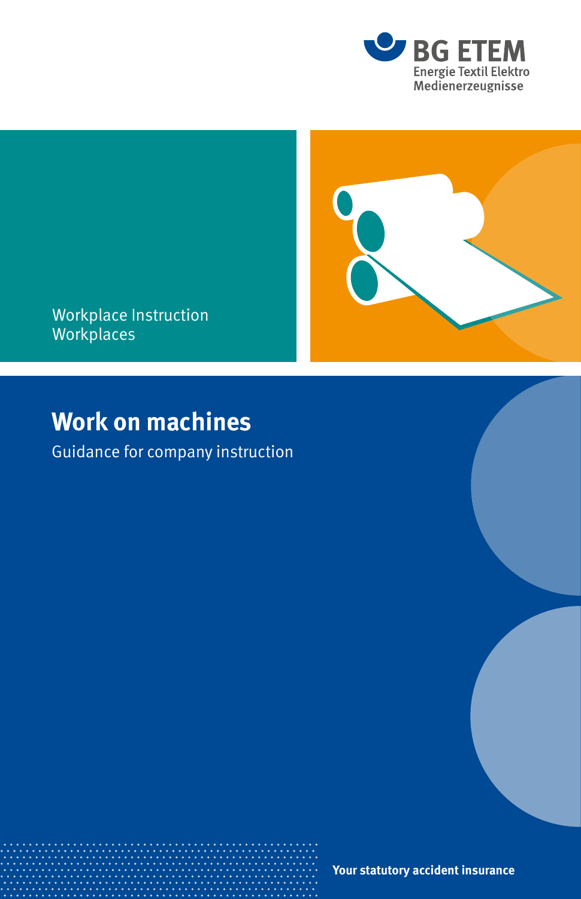BG ETEM
Energie Textil Elektro
Medienerzeugnisse

Workplace Instruction
Workplaces

# Work on machines

Guidance for company instruction

**Your statutory accident insurance**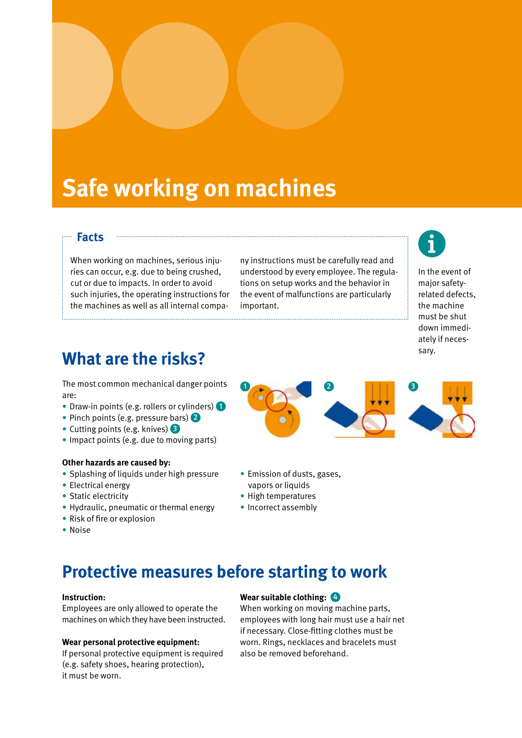# Safe working on machines

## Facts

When working on machines, serious injuries can occur, e.g. due to being crushed, cut or due to impacts. In order to avoid such injuries, the operating instructions for the machines as well as all internal company instructions must be carefully read and understood by every employee. The regulations on setup works and the behavior in the event of malfunctions are particularly important.

In the event of major safety-related defects, the machine must be shut down immediately if necessary.

## What are the risks?

The most common mechanical danger points are:

- Draw-in points (e.g. rollers or cylinders) 1
- Pinch points (e.g. pressure bars) 2
- Cutting points (e.g. knives) 3
- Impact points (e.g. due to moving parts)

**Other hazards are caused by:**

- Splashing of liquids under high pressure
- Electrical energy
- Static electricity
- Hydraulic, pneumatic or thermal energy
- Risk of fire or explosion
- Noise
- Emission of dusts, gases, vapors or liquids
- High temperatures
- Incorrect assembly

## Protective measures before starting to work

**Instruction:**
Employees are only allowed to operate the machines on which they have been instructed.

**Wear personal protective equipment:**
If personal protective equipment is required (e.g. safety shoes, hearing protection), it must be worn.

**Wear suitable clothing:** 4
When working on moving machine parts, employees with long hair must use a hair net if necessary. Close-fitting clothes must be worn. Rings, necklaces and bracelets must also be removed beforehand.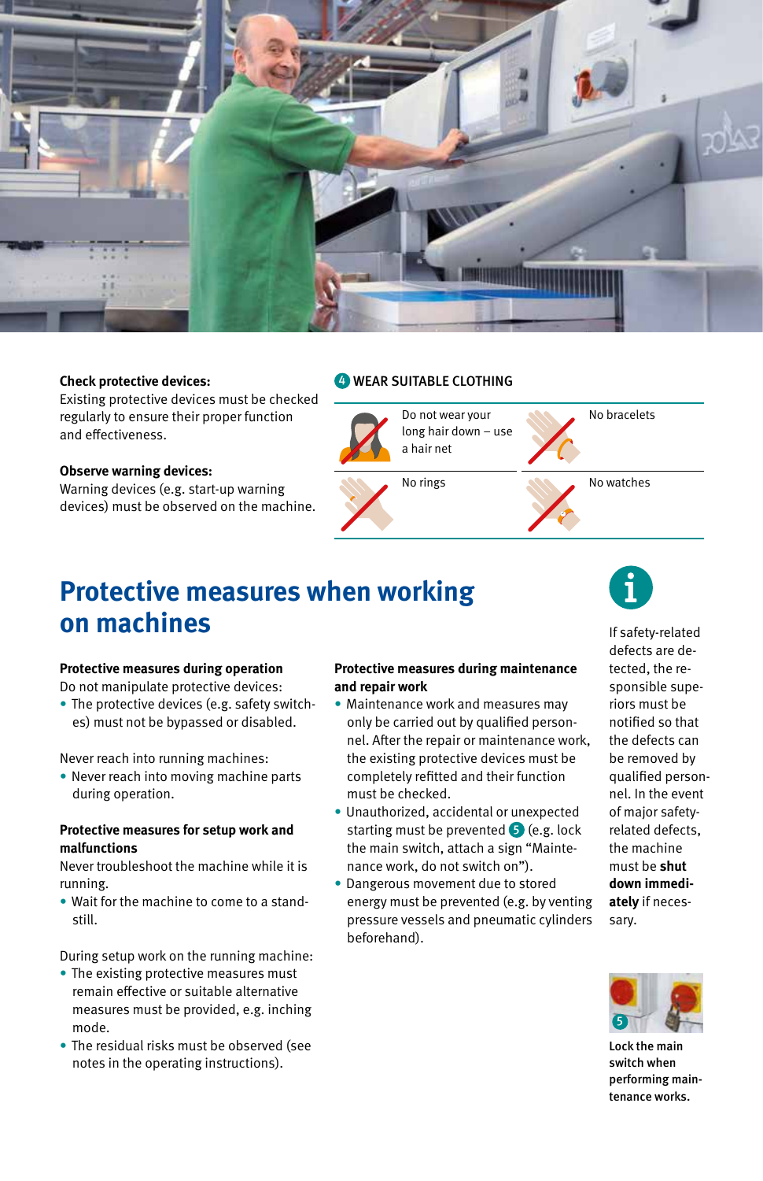**Check protective devices:**
Existing protective devices must be checked regularly to ensure their proper function and effectiveness.

**Observe warning devices:**
Warning devices (e.g. start-up warning devices) must be observed on the machine.

### 4 WEAR SUITABLE CLOTHING

| | |
|---|---|
| Do not wear your long hair down – use a hair net | No bracelets |
| No rings | No watches |

# Protective measures when working on machines

**Protective measures during operation**
Do not manipulate protective devices:

- The protective devices (e.g. safety switches) must not be bypassed or disabled.

Never reach into running machines:

- Never reach into moving machine parts during operation.

**Protective measures for setup work and malfunctions**
Never troubleshoot the machine while it is running.

- Wait for the machine to come to a standstill.

During setup work on the running machine:

- The existing protective measures must remain effective or suitable alternative measures must be provided, e.g. inching mode.
- The residual risks must be observed (see notes in the operating instructions).

**Protective measures during maintenance and repair work**

- Maintenance work and measures may only be carried out by qualified personnel. After the repair or maintenance work, the existing protective devices must be completely refitted and their function must be checked.
- Unauthorized, accidental or unexpected starting must be prevented 5 (e.g. lock the main switch, attach a sign "Maintenance work, do not switch on").
- Dangerous movement due to stored energy must be prevented (e.g. by venting pressure vessels and pneumatic cylinders beforehand).

If safety-related defects are detected, the responsible superiors must be notified so that the defects can be removed by qualified personnel. In the event of major safety-related defects, the machine must be **shut down immediately** if necessary.

**Lock the main switch when performing maintenance works.**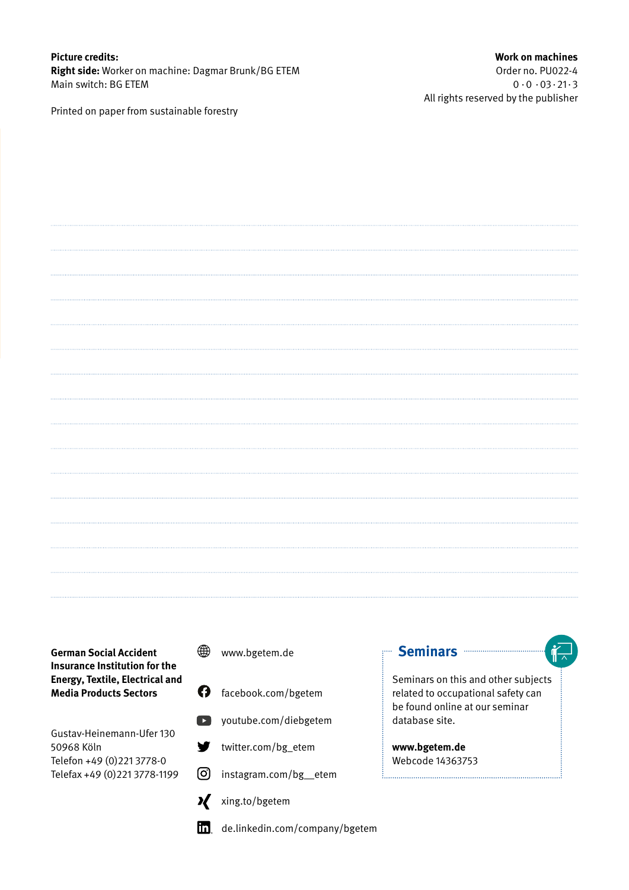**Picture credits:**
**Right side:** Worker on machine: Dagmar Brunk/BG ETEM
Main switch: BG ETEM

Printed on paper from sustainable forestry

**Work on machines**
Order no. PU022-4
0 · 0 · 03 · 21 · 3
All rights reserved by the publisher

**German Social Accident Insurance Institution for the Energy, Textile, Electrical and Media Products Sectors**

Gustav-Heinemann-Ufer 130
50968 Köln
Telefon +49 (0)221 3778-0
Telefax +49 (0)221 3778-1199

www.bgetem.de

facebook.com/bgetem

youtube.com/diebgetem

twitter.com/bg_etem

instagram.com/bg__etem

xing.to/bgetem

de.linkedin.com/company/bgetem

## Seminars

Seminars on this and other subjects related to occupational safety can be found online at our seminar database site.

**www.bgetem.de**
Webcode 14363753